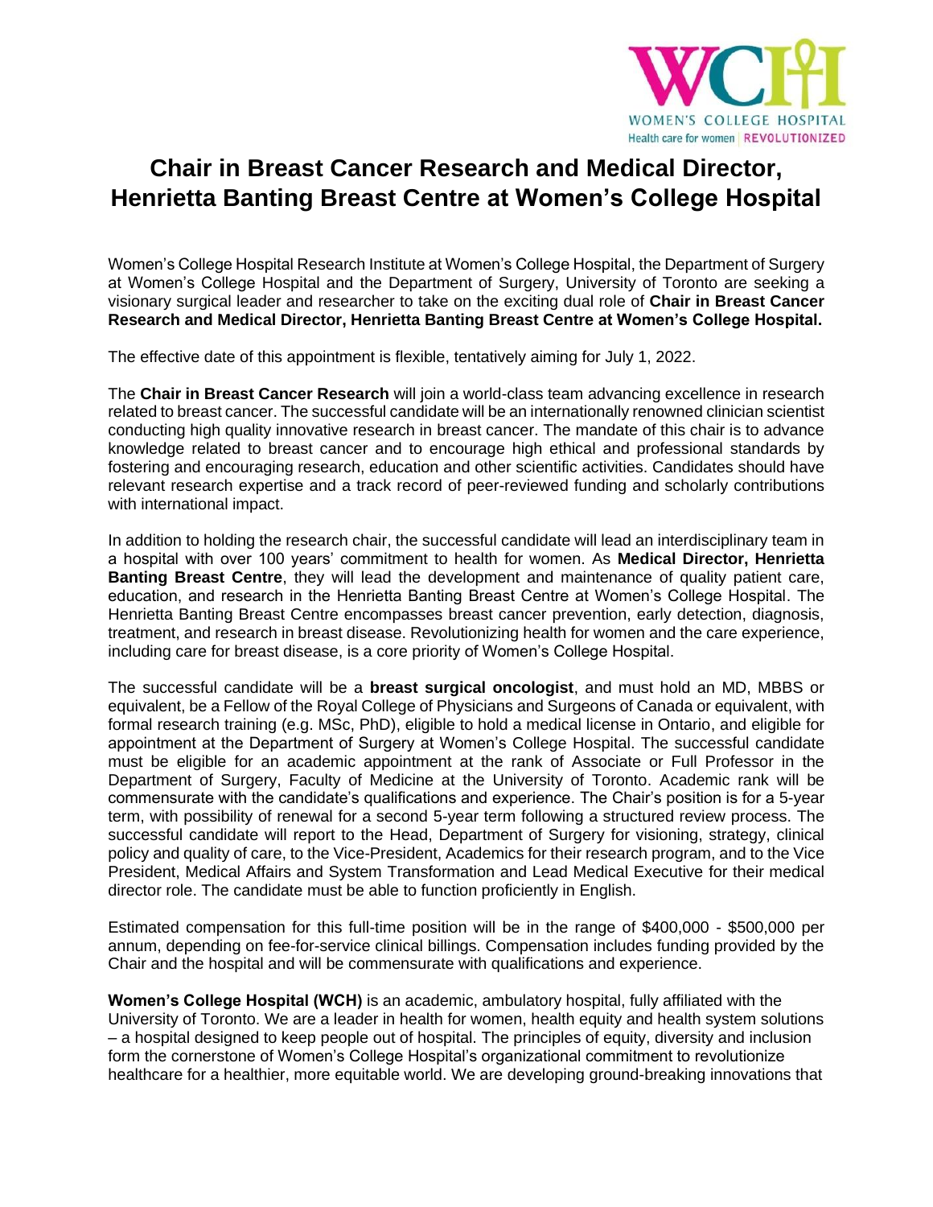# Chair in Breast Cancer Research and Medical Director, Henrietta Banting Breast Centre at Women's College Hospital

Women's College Hospital Research Institute at Women's College Hospital, the Department of Surgery at Women's College Hospital and the Department of Surgery, University of Toronto are seeking a visionary surgical leader and researcher to take on the exciting dual role of **Chair in Breast Cancer Research and Medical Director, Henrietta Banting Breast Centre at Women's College Hospital.**

The effective date of this appointment is flexible, tentatively aiming for July 1, 2022.

The **Chair in Breast Cancer Research** will join a world-class team advancing excellence in research related to breast cancer. The successful candidate will be an internationally renowned clinician scientist conducting high quality innovative research in breast cancer. The mandate of this chair is to advance knowledge related to breast cancer and to encourage high ethical and professional standards by fostering and encouraging research, education and other scientific activities. Candidates should have relevant research expertise and a track record of peer-reviewed funding and scholarly contributions with international impact.

In addition to holding the research chair, the successful candidate will lead an interdisciplinary team in a hospital with over 100 years' commitment to health for women. As **Medical Director, Henrietta Banting Breast Centre**, they will lead the development and maintenance of quality patient care, education, and research in the Henrietta Banting Breast Centre at Women's College Hospital. The Henrietta Banting Breast Centre encompasses breast cancer prevention, early detection, diagnosis, treatment, and research in breast disease. Revolutionizing health for women and the care experience, including care for breast disease, is a core priority of Women's College Hospital.

The successful candidate will be a **breast surgical oncologist**, and must hold an MD, MBBS or equivalent, be a Fellow of the Royal College of Physicians and Surgeons of Canada or equivalent, with formal research training (e.g. MSc, PhD), eligible to hold a medical license in Ontario, and eligible for appointment at the Department of Surgery at Women's College Hospital. The successful candidate must be eligible for an academic appointment at the rank of Associate or Full Professor in the Department of Surgery, Faculty of Medicine at the University of Toronto. Academic rank will be commensurate with the candidate's qualifications and experience. The Chair's position is for a 5-year term, with possibility of renewal for a second 5-year term following a structured review process. The successful candidate will report to the Head, Department of Surgery for visioning, strategy, clinical policy and quality of care, to the Vice-President, Academics for their research program, and to the Vice President, Medical Affairs and System Transformation and Lead Medical Executive for their medical director role. The candidate must be able to function proficiently in English.

Estimated compensation for this full-time position will be in the range of $400,000 - $500,000 per annum, depending on fee-for-service clinical billings. Compensation includes funding provided by the Chair and the hospital and will be commensurate with qualifications and experience.

**Women's College Hospital (WCH)** is an academic, ambulatory hospital, fully affiliated with the University of Toronto. We are a leader in health for women, health equity and health system solutions – a hospital designed to keep people out of hospital. The principles of equity, diversity and inclusion form the cornerstone of Women's College Hospital's organizational commitment to revolutionize healthcare for a healthier, more equitable world. We are developing ground-breaking innovations that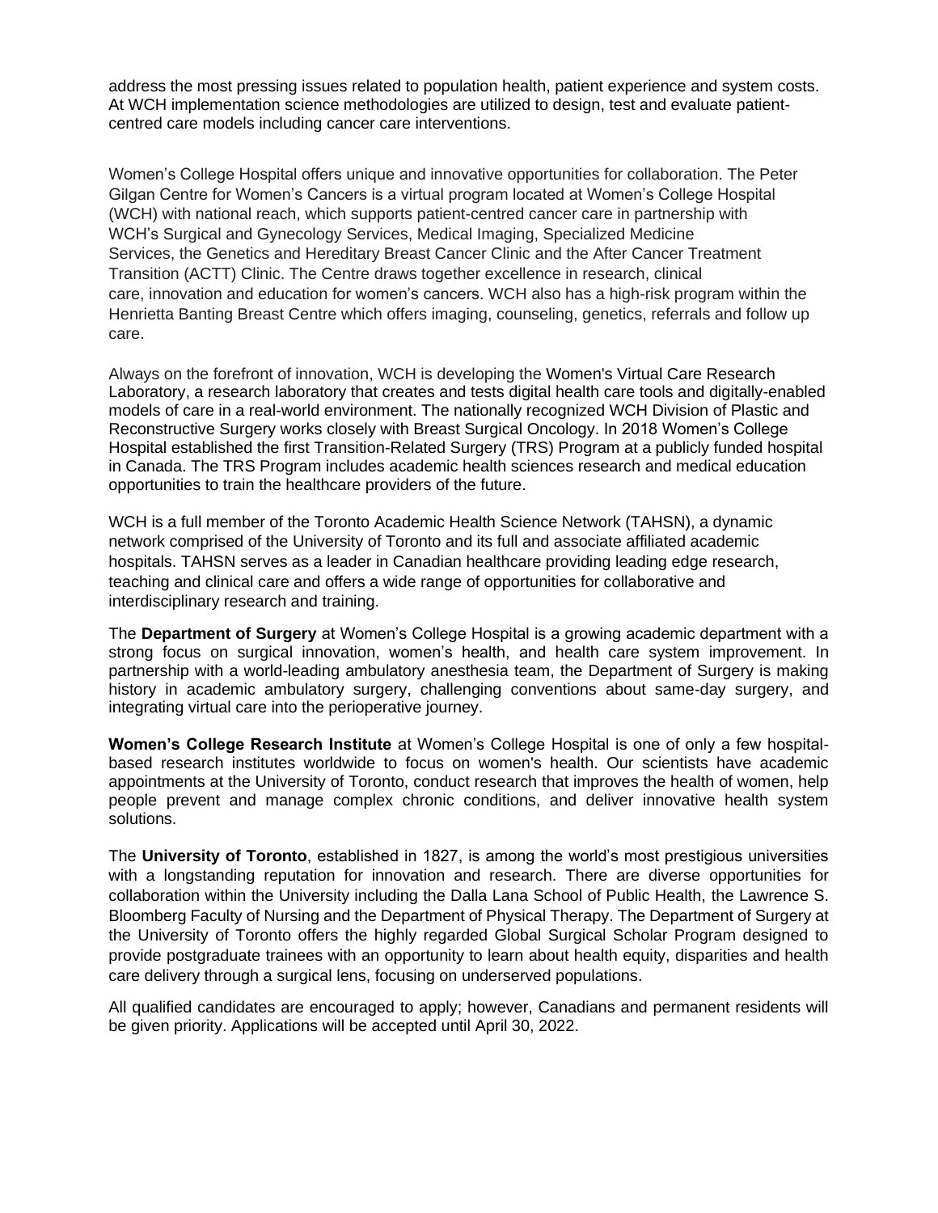address the most pressing issues related to population health, patient experience and system costs. At WCH implementation science methodologies are utilized to design, test and evaluate patient-centred care models including cancer care interventions.

Women's College Hospital offers unique and innovative opportunities for collaboration. The Peter Gilgan Centre for Women's Cancers is a virtual program located at Women's College Hospital (WCH) with national reach, which supports patient-centred cancer care in partnership with WCH's Surgical and Gynecology Services, Medical Imaging, Specialized Medicine Services, the Genetics and Hereditary Breast Cancer Clinic and the After Cancer Treatment Transition (ACTT) Clinic. The Centre draws together excellence in research, clinical care, innovation and education for women's cancers. WCH also has a high-risk program within the Henrietta Banting Breast Centre which offers imaging, counseling, genetics, referrals and follow up care.

Always on the forefront of innovation, WCH is developing the Women's Virtual Care Research Laboratory, a research laboratory that creates and tests digital health care tools and digitally-enabled models of care in a real-world environment. The nationally recognized WCH Division of Plastic and Reconstructive Surgery works closely with Breast Surgical Oncology. In 2018 Women's College Hospital established the first Transition-Related Surgery (TRS) Program at a publicly funded hospital in Canada. The TRS Program includes academic health sciences research and medical education opportunities to train the healthcare providers of the future.

WCH is a full member of the Toronto Academic Health Science Network (TAHSN), a dynamic network comprised of the University of Toronto and its full and associate affiliated academic hospitals. TAHSN serves as a leader in Canadian healthcare providing leading edge research, teaching and clinical care and offers a wide range of opportunities for collaborative and interdisciplinary research and training.

The **Department of Surgery** at Women's College Hospital is a growing academic department with a strong focus on surgical innovation, women's health, and health care system improvement. In partnership with a world-leading ambulatory anesthesia team, the Department of Surgery is making history in academic ambulatory surgery, challenging conventions about same-day surgery, and integrating virtual care into the perioperative journey.

**Women's College Research Institute** at Women's College Hospital is one of only a few hospital-based research institutes worldwide to focus on women's health. Our scientists have academic appointments at the University of Toronto, conduct research that improves the health of women, help people prevent and manage complex chronic conditions, and deliver innovative health system solutions.

The **University of Toronto**, established in 1827, is among the world's most prestigious universities with a longstanding reputation for innovation and research. There are diverse opportunities for collaboration within the University including the Dalla Lana School of Public Health, the Lawrence S. Bloomberg Faculty of Nursing and the Department of Physical Therapy. The Department of Surgery at the University of Toronto offers the highly regarded Global Surgical Scholar Program designed to provide postgraduate trainees with an opportunity to learn about health equity, disparities and health care delivery through a surgical lens, focusing on underserved populations.

All qualified candidates are encouraged to apply; however, Canadians and permanent residents will be given priority. Applications will be accepted until April 30, 2022.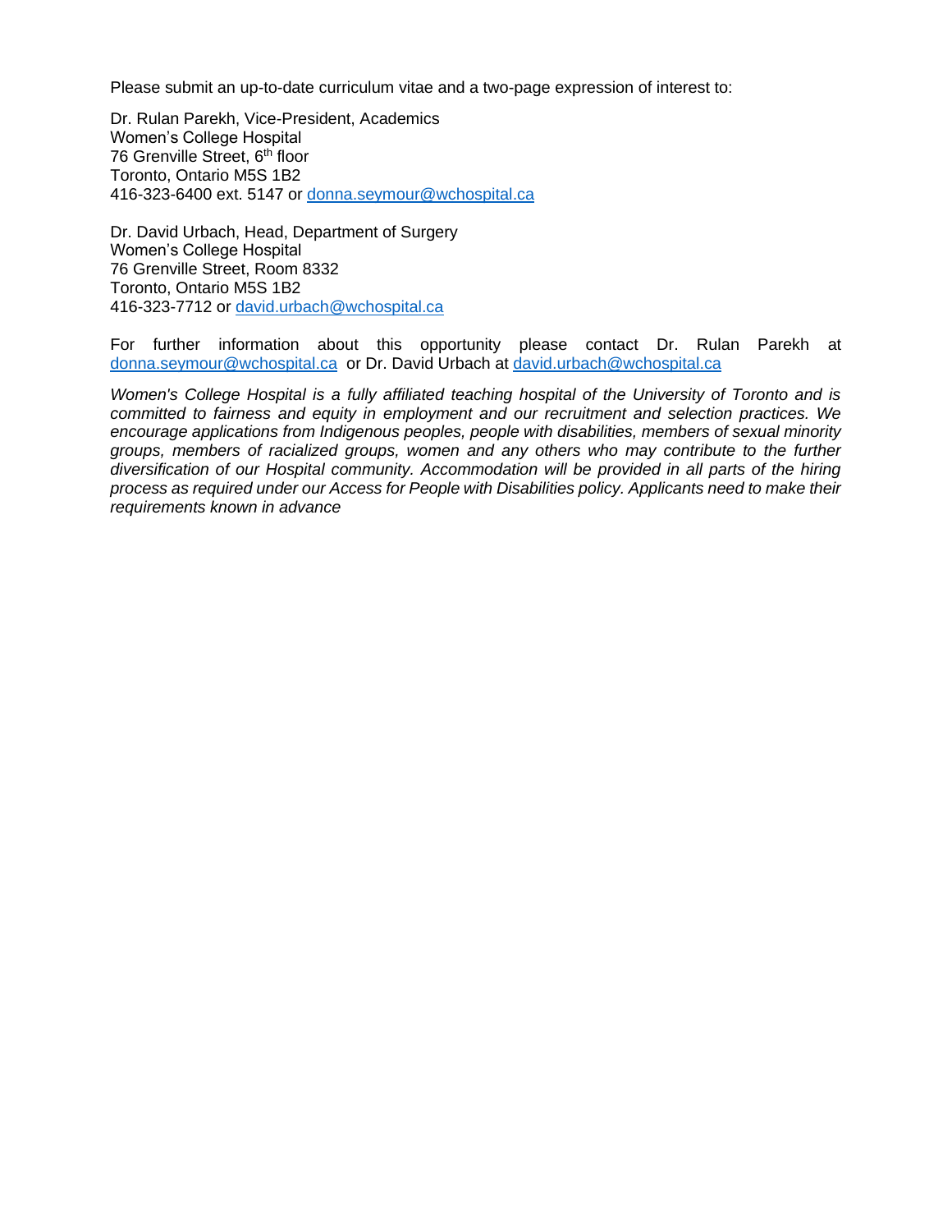Please submit an up-to-date curriculum vitae and a two-page expression of interest to:

Dr. Rulan Parekh, Vice-President, Academics  
Women's College Hospital  
76 Grenville Street, 6th floor  
Toronto, Ontario M5S 1B2  
416-323-6400 ext. 5147 or donna.seymour@wchospital.ca

Dr. David Urbach, Head, Department of Surgery  
Women's College Hospital  
76 Grenville Street, Room 8332  
Toronto, Ontario M5S 1B2  
416-323-7712 or david.urbach@wchospital.ca

For further information about this opportunity please contact Dr. Rulan Parekh at donna.seymour@wchospital.ca or Dr. David Urbach at david.urbach@wchospital.ca

*Women's College Hospital is a fully affiliated teaching hospital of the University of Toronto and is committed to fairness and equity in employment and our recruitment and selection practices. We encourage applications from Indigenous peoples, people with disabilities, members of sexual minority groups, members of racialized groups, women and any others who may contribute to the further diversification of our Hospital community. Accommodation will be provided in all parts of the hiring process as required under our Access for People with Disabilities policy. Applicants need to make their requirements known in advance*